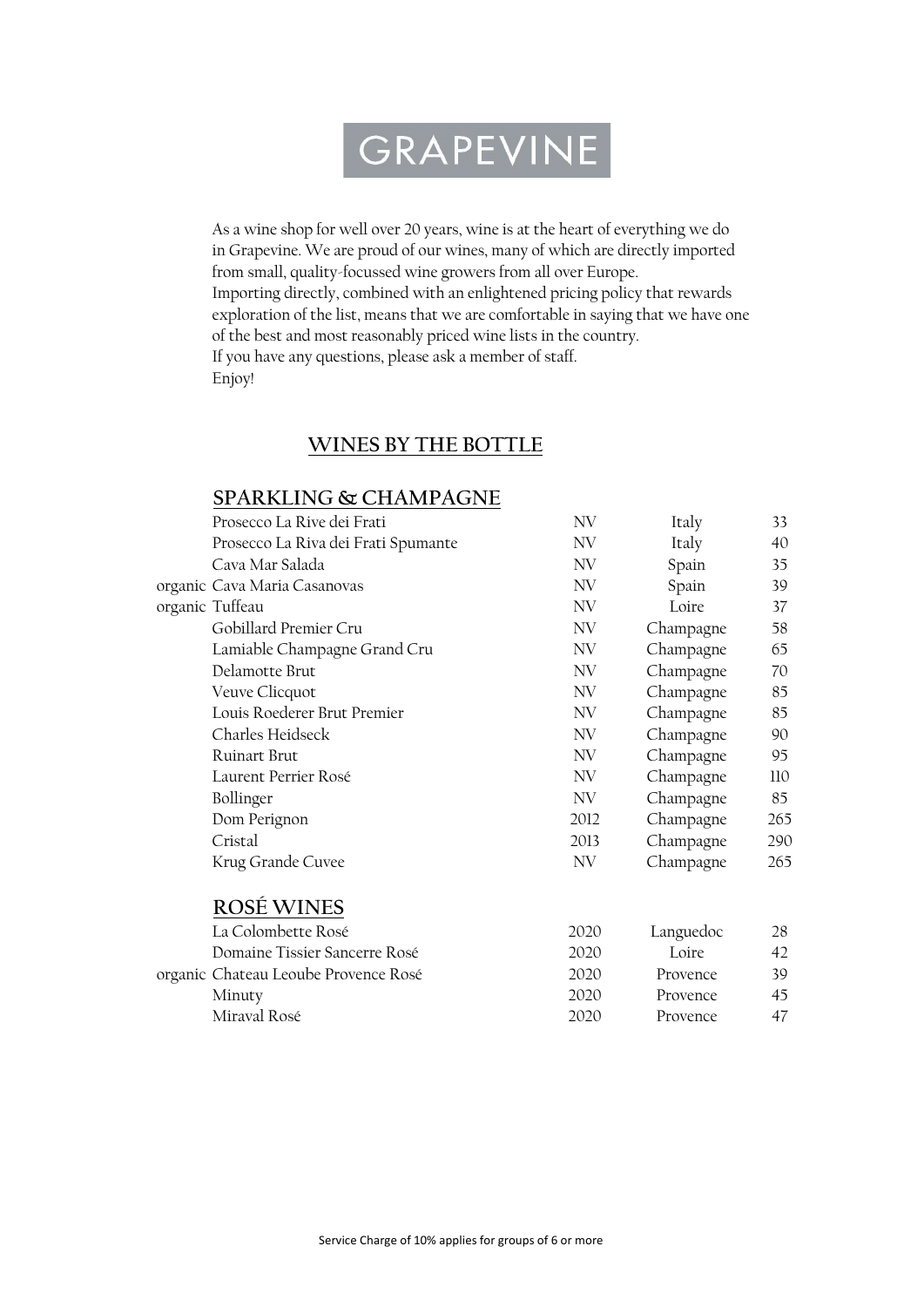# GRAPEVINE

As a wine shop for well over 20 years, wine is at the heart of everything we do in Grapevine. We are proud of our wines, many of which are directly imported from small, quality-focussed wine growers from all over Europe.
Importing directly, combined with an enlightened pricing policy that rewards exploration of the list, means that we are comfortable in saying that we have one of the best and most reasonably priced wine lists in the country.
If you have any questions, please ask a member of staff.
Enjoy!

## WINES BY THE BOTTLE

### SPARKLING & CHAMPAGNE

| | Wine | Vintage | Region | Price |
|---|---|---|---|---|
| | Prosecco La Rive dei Frati | NV | Italy | 33 |
| | Prosecco La Riva dei Frati Spumante | NV | Italy | 40 |
| | Cava Mar Salada | NV | Spain | 35 |
| organic | Cava Maria Casanovas | NV | Spain | 39 |
| organic | Tuffeau | NV | Loire | 37 |
| | Gobillard Premier Cru | NV | Champagne | 58 |
| | Lamiable Champagne Grand Cru | NV | Champagne | 65 |
| | Delamotte Brut | NV | Champagne | 70 |
| | Veuve Clicquot | NV | Champagne | 85 |
| | Louis Roederer Brut Premier | NV | Champagne | 85 |
| | Charles Heidseck | NV | Champagne | 90 |
| | Ruinart Brut | NV | Champagne | 95 |
| | Laurent Perrier Rosé | NV | Champagne | 110 |
| | Bollinger | NV | Champagne | 85 |
| | Dom Perignon | 2012 | Champagne | 265 |
| | Cristal | 2013 | Champagne | 290 |
| | Krug Grande Cuvee | NV | Champagne | 265 |

### ROSÉ WINES

| | Wine | Vintage | Region | Price |
|---|---|---|---|---|
| | La Colombette Rosé | 2020 | Languedoc | 28 |
| | Domaine Tissier Sancerre Rosé | 2020 | Loire | 42 |
| organic | Chateau Leoube Provence Rosé | 2020 | Provence | 39 |
| | Minuty | 2020 | Provence | 45 |
| | Miraval Rosé | 2020 | Provence | 47 |

Service Charge of 10% applies for groups of 6 or more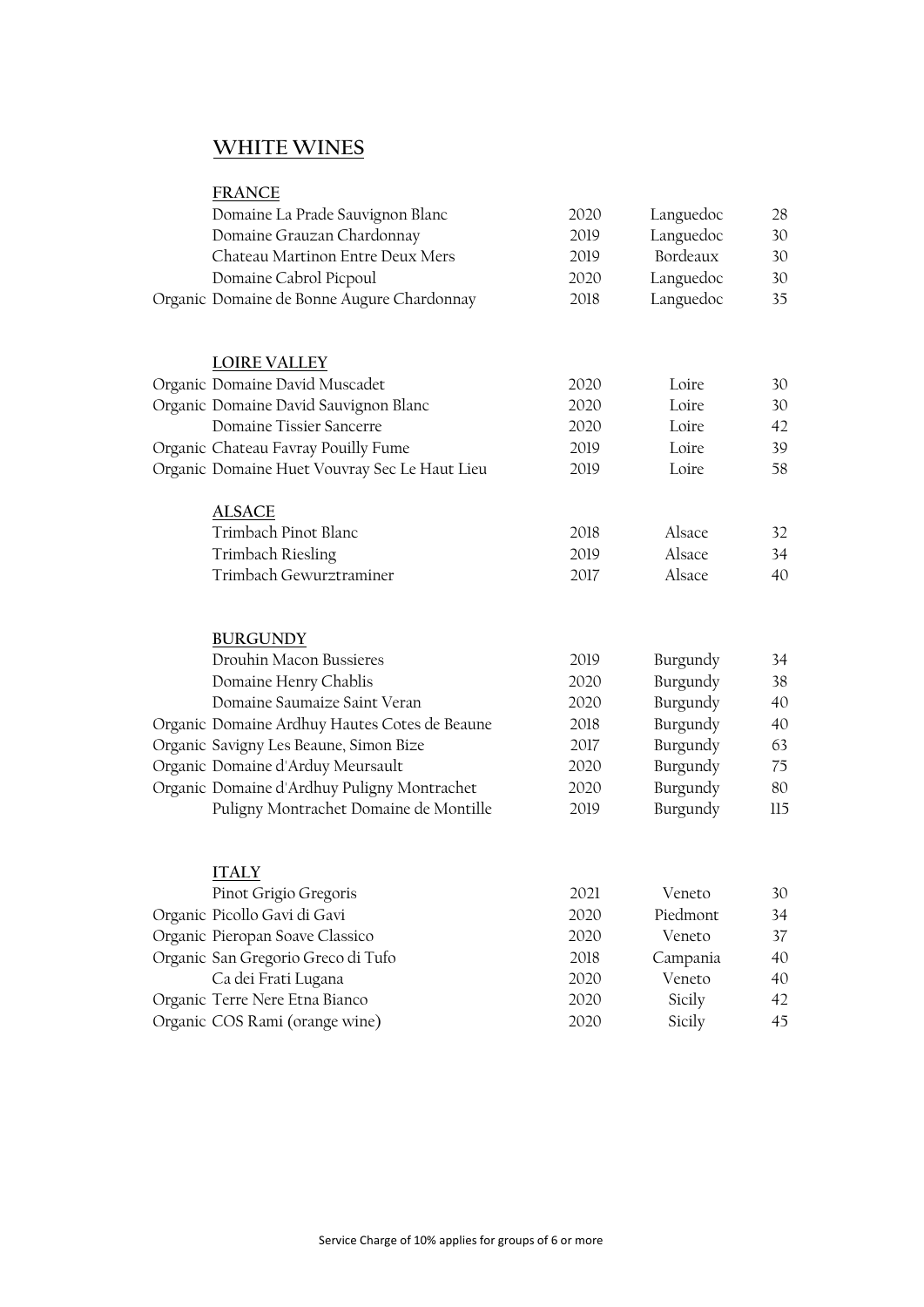# WHITE WINES

## FRANCE

| | Wine | Vintage | Region | Price |
|---|---|---|---|---|
| | Domaine La Prade Sauvignon Blanc | 2020 | Languedoc | 28 |
| | Domaine Grauzan Chardonnay | 2019 | Languedoc | 30 |
| | Chateau Martinon Entre Deux Mers | 2019 | Bordeaux | 30 |
| | Domaine Cabrol Picpoul | 2020 | Languedoc | 30 |
| Organic | Domaine de Bonne Augure Chardonnay | 2018 | Languedoc | 35 |

## LOIRE VALLEY

| | Wine | Vintage | Region | Price |
|---|---|---|---|---|
| Organic | Domaine David Muscadet | 2020 | Loire | 30 |
| Organic | Domaine David Sauvignon Blanc | 2020 | Loire | 30 |
| | Domaine Tissier Sancerre | 2020 | Loire | 42 |
| Organic | Chateau Favray Pouilly Fume | 2019 | Loire | 39 |
| Organic | Domaine Huet Vouvray Sec Le Haut Lieu | 2019 | Loire | 58 |

## ALSACE

| | Wine | Vintage | Region | Price |
|---|---|---|---|---|
| | Trimbach Pinot Blanc | 2018 | Alsace | 32 |
| | Trimbach Riesling | 2019 | Alsace | 34 |
| | Trimbach Gewurztraminer | 2017 | Alsace | 40 |

## BURGUNDY

| | Wine | Vintage | Region | Price |
|---|---|---|---|---|
| | Drouhin Macon Bussieres | 2019 | Burgundy | 34 |
| | Domaine Henry Chablis | 2020 | Burgundy | 38 |
| | Domaine Saumaize Saint Veran | 2020 | Burgundy | 40 |
| Organic | Domaine Ardhuy Hautes Cotes de Beaune | 2018 | Burgundy | 40 |
| Organic | Savigny Les Beaune, Simon Bize | 2017 | Burgundy | 63 |
| Organic | Domaine d'Arduy Meursault | 2020 | Burgundy | 75 |
| Organic | Domaine d'Ardhuy Puligny Montrachet | 2020 | Burgundy | 80 |
| | Puligny Montrachet Domaine de Montille | 2019 | Burgundy | 115 |

## ITALY

| | Wine | Vintage | Region | Price |
|---|---|---|---|---|
| | Pinot Grigio Gregoris | 2021 | Veneto | 30 |
| Organic | Picollo Gavi di Gavi | 2020 | Piedmont | 34 |
| Organic | Pieropan Soave Classico | 2020 | Veneto | 37 |
| Organic | San Gregorio Greco di Tufo | 2018 | Campania | 40 |
| | Ca dei Frati Lugana | 2020 | Veneto | 40 |
| Organic | Terre Nere Etna Bianco | 2020 | Sicily | 42 |
| Organic | COS Rami (orange wine) | 2020 | Sicily | 45 |

Service Charge of 10% applies for groups of 6 or more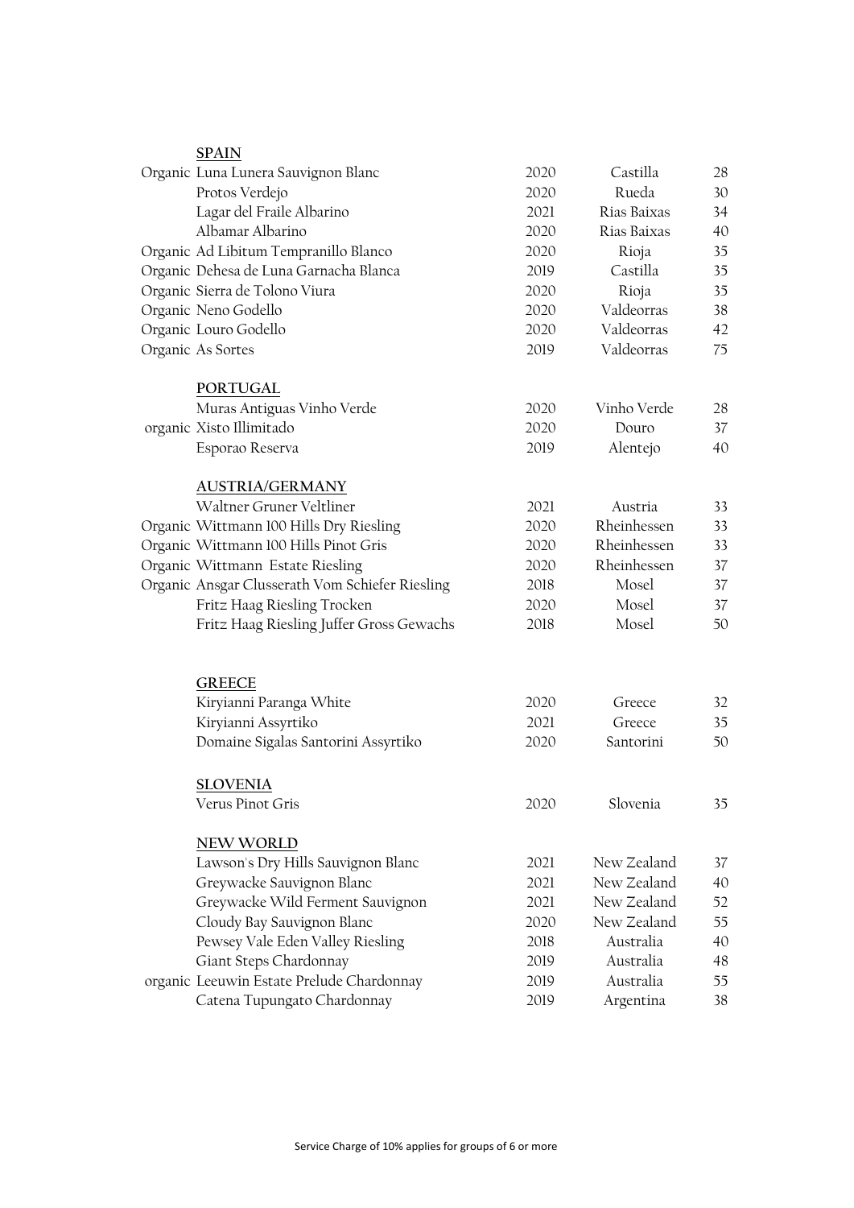## SPAIN

| | Wine | Vintage | Region | Price |
|---|---|---|---|---|
| Organic | Luna Lunera Sauvignon Blanc | 2020 | Castilla | 28 |
| | Protos Verdejo | 2020 | Rueda | 30 |
| | Lagar del Fraile Albarino | 2021 | Rias Baixas | 34 |
| | Albamar Albarino | 2020 | Rias Baixas | 40 |
| Organic | Ad Libitum Tempranillo Blanco | 2020 | Rioja | 35 |
| Organic | Dehesa de Luna Garnacha Blanca | 2019 | Castilla | 35 |
| Organic | Sierra de Tolono Viura | 2020 | Rioja | 35 |
| Organic | Neno Godello | 2020 | Valdeorras | 38 |
| Organic | Louro Godello | 2020 | Valdeorras | 42 |
| Organic | As Sortes | 2019 | Valdeorras | 75 |

## PORTUGAL

| | Wine | Vintage | Region | Price |
|---|---|---|---|---|
| | Muras Antiguas Vinho Verde | 2020 | Vinho Verde | 28 |
| organic | Xisto Illimitado | 2020 | Douro | 37 |
| | Esporao Reserva | 2019 | Alentejo | 40 |

## AUSTRIA/GERMANY

| | Wine | Vintage | Region | Price |
|---|---|---|---|---|
| | Waltner Gruner Veltliner | 2021 | Austria | 33 |
| Organic | Wittmann 100 Hills Dry Riesling | 2020 | Rheinhessen | 33 |
| Organic | Wittmann 100 Hills Pinot Gris | 2020 | Rheinhessen | 33 |
| Organic | Wittmann Estate Riesling | 2020 | Rheinhessen | 37 |
| Organic | Ansgar Clusserath Vom Schiefer Riesling | 2018 | Mosel | 37 |
| | Fritz Haag Riesling Trocken | 2020 | Mosel | 37 |
| | Fritz Haag Riesling Juffer Gross Gewachs | 2018 | Mosel | 50 |

## GREECE

| | Wine | Vintage | Region | Price |
|---|---|---|---|---|
| | Kiryianni Paranga White | 2020 | Greece | 32 |
| | Kiryianni Assyrtiko | 2021 | Greece | 35 |
| | Domaine Sigalas Santorini Assyrtiko | 2020 | Santorini | 50 |

## SLOVENIA

| | Wine | Vintage | Region | Price |
|---|---|---|---|---|
| | Verus Pinot Gris | 2020 | Slovenia | 35 |

## NEW WORLD

| | Wine | Vintage | Region | Price |
|---|---|---|---|---|
| | Lawson's Dry Hills Sauvignon Blanc | 2021 | New Zealand | 37 |
| | Greywacke Sauvignon Blanc | 2021 | New Zealand | 40 |
| | Greywacke Wild Ferment Sauvignon | 2021 | New Zealand | 52 |
| | Cloudy Bay Sauvignon Blanc | 2020 | New Zealand | 55 |
| | Pewsey Vale Eden Valley Riesling | 2018 | Australia | 40 |
| | Giant Steps Chardonnay | 2019 | Australia | 48 |
| organic | Leeuwin Estate Prelude Chardonnay | 2019 | Australia | 55 |
| | Catena Tupungato Chardonnay | 2019 | Argentina | 38 |

Service Charge of 10% applies for groups of 6 or more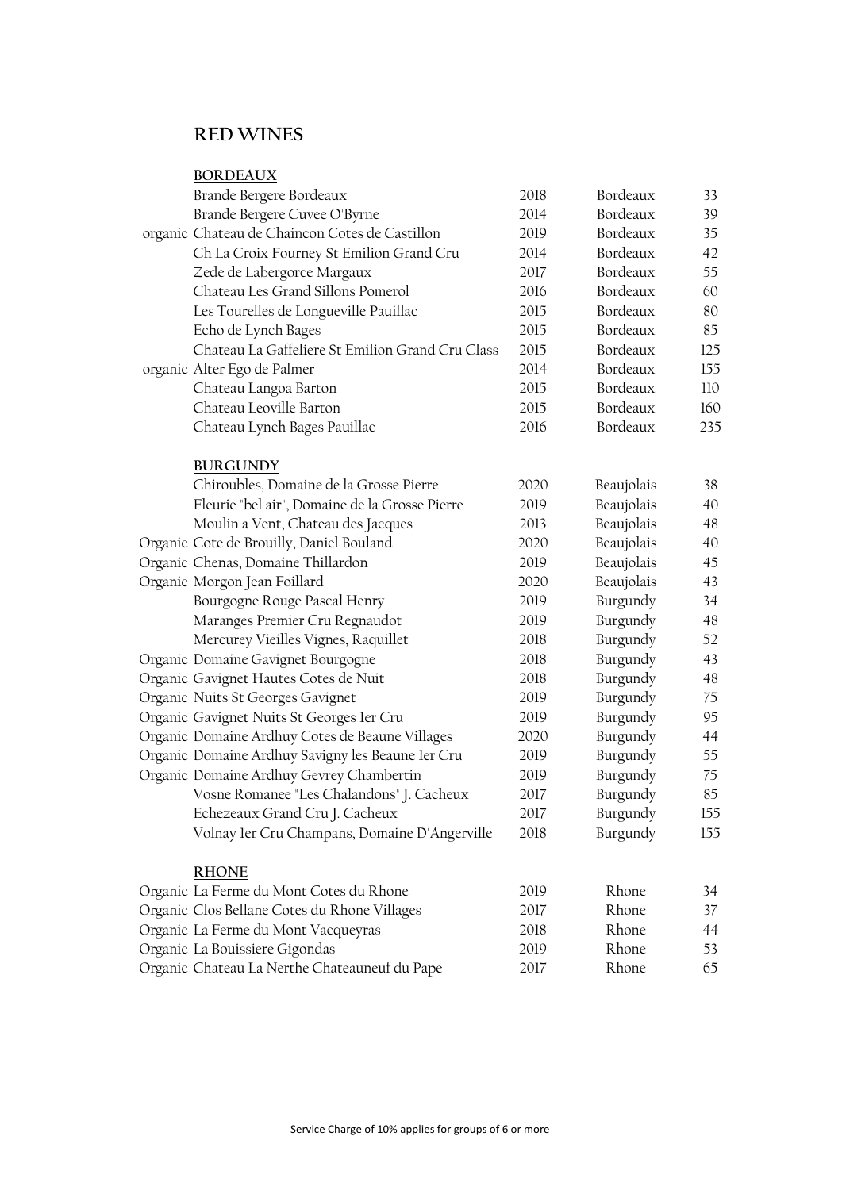## RED WINES

### BORDEAUX

| | Wine | Vintage | Region | Price |
|---|---|---|---|---|
| | Brande Bergere Bordeaux | 2018 | Bordeaux | 33 |
| | Brande Bergere Cuvee O'Byrne | 2014 | Bordeaux | 39 |
| organic | Chateau de Chaincon Cotes de Castillon | 2019 | Bordeaux | 35 |
| | Ch La Croix Fourney St Emilion Grand Cru | 2014 | Bordeaux | 42 |
| | Zede de Labergorce Margaux | 2017 | Bordeaux | 55 |
| | Chateau Les Grand Sillons Pomerol | 2016 | Bordeaux | 60 |
| | Les Tourelles de Longueville Pauillac | 2015 | Bordeaux | 80 |
| | Echo de Lynch Bages | 2015 | Bordeaux | 85 |
| | Chateau La Gaffeliere St Emilion Grand Cru Class | 2015 | Bordeaux | 125 |
| organic | Alter Ego de Palmer | 2014 | Bordeaux | 155 |
| | Chateau Langoa Barton | 2015 | Bordeaux | 110 |
| | Chateau Leoville Barton | 2015 | Bordeaux | 160 |
| | Chateau Lynch Bages Pauillac | 2016 | Bordeaux | 235 |

### BURGUNDY

| | Wine | Vintage | Region | Price |
|---|---|---|---|---|
| | Chiroubles, Domaine de la Grosse Pierre | 2020 | Beaujolais | 38 |
| | Fleurie "bel air", Domaine de la Grosse Pierre | 2019 | Beaujolais | 40 |
| | Moulin a Vent, Chateau des Jacques | 2013 | Beaujolais | 48 |
| Organic | Cote de Brouilly, Daniel Bouland | 2020 | Beaujolais | 40 |
| Organic | Chenas, Domaine Thillardon | 2019 | Beaujolais | 45 |
| Organic | Morgon Jean Foillard | 2020 | Beaujolais | 43 |
| | Bourgogne Rouge Pascal Henry | 2019 | Burgundy | 34 |
| | Maranges Premier Cru Regnaudot | 2019 | Burgundy | 48 |
| | Mercurey Vieilles Vignes, Raquillet | 2018 | Burgundy | 52 |
| Organic | Domaine Gavignet Bourgogne | 2018 | Burgundy | 43 |
| Organic | Gavignet Hautes Cotes de Nuit | 2018 | Burgundy | 48 |
| Organic | Nuits St Georges Gavignet | 2019 | Burgundy | 75 |
| Organic | Gavignet Nuits St Georges 1er Cru | 2019 | Burgundy | 95 |
| Organic | Domaine Ardhuy Cotes de Beaune Villages | 2020 | Burgundy | 44 |
| Organic | Domaine Ardhuy Savigny les Beaune 1er Cru | 2019 | Burgundy | 55 |
| Organic | Domaine Ardhuy Gevrey Chambertin | 2019 | Burgundy | 75 |
| | Vosne Romanee "Les Chalandons" J. Cacheux | 2017 | Burgundy | 85 |
| | Echezeaux Grand Cru J. Cacheux | 2017 | Burgundy | 155 |
| | Volnay 1er Cru Champans, Domaine D'Angerville | 2018 | Burgundy | 155 |

### RHONE

| | Wine | Vintage | Region | Price |
|---|---|---|---|---|
| Organic | La Ferme du Mont Cotes du Rhone | 2019 | Rhone | 34 |
| Organic | Clos Bellane Cotes du Rhone Villages | 2017 | Rhone | 37 |
| Organic | La Ferme du Mont Vacqueyras | 2018 | Rhone | 44 |
| Organic | La Bouissiere Gigondas | 2019 | Rhone | 53 |
| Organic | Chateau La Nerthe Chateauneuf du Pape | 2017 | Rhone | 65 |

Service Charge of 10% applies for groups of 6 or more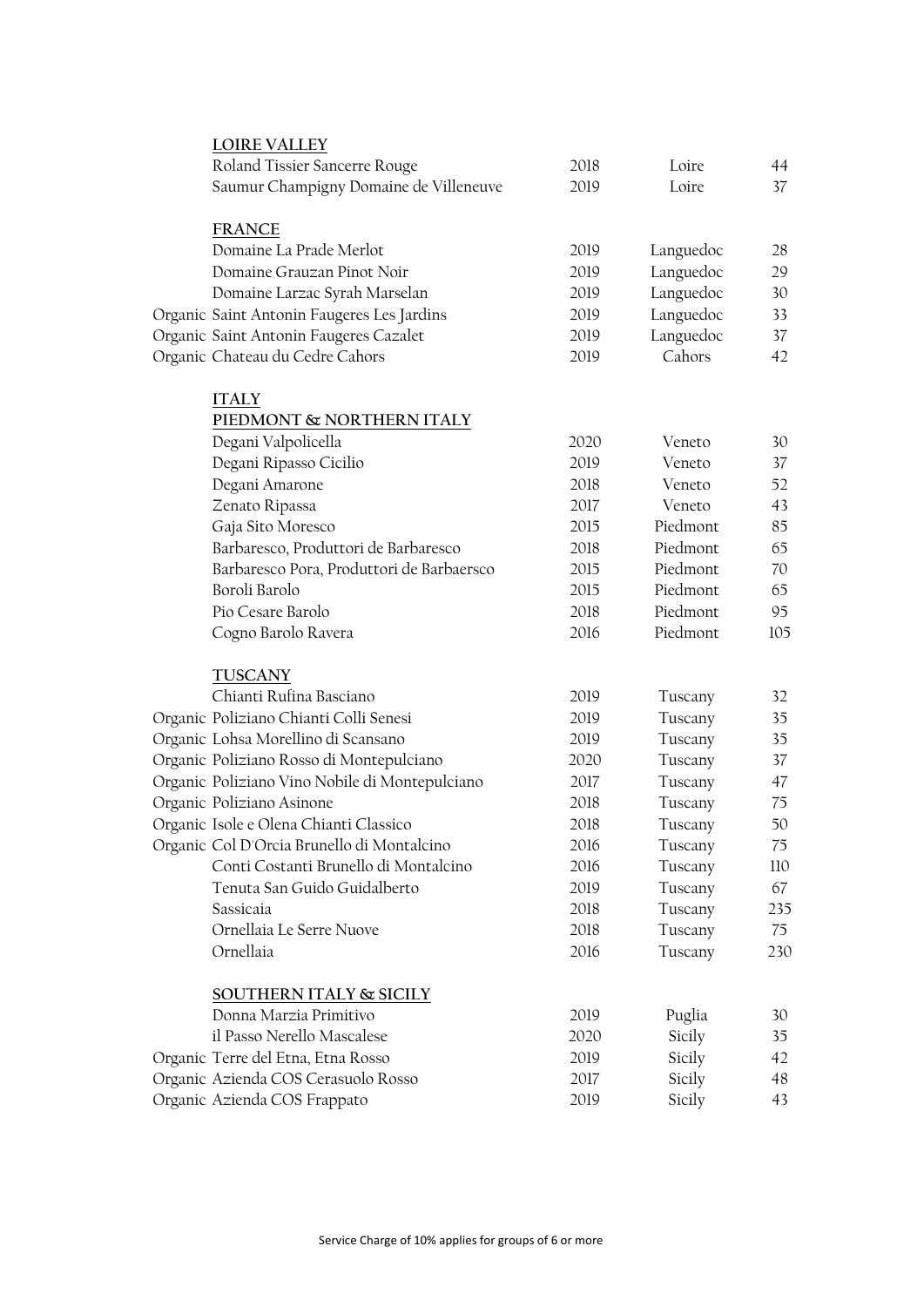## LOIRE VALLEY

| | Wine | Vintage | Region | Price |
|---|---|---|---|---|
| | Roland Tissier Sancerre Rouge | 2018 | Loire | 44 |
| | Saumur Champigny Domaine de Villeneuve | 2019 | Loire | 37 |

## FRANCE

| | Wine | Vintage | Region | Price |
|---|---|---|---|---|
| | Domaine La Prade Merlot | 2019 | Languedoc | 28 |
| | Domaine Grauzan Pinot Noir | 2019 | Languedoc | 29 |
| | Domaine Larzac Syrah Marselan | 2019 | Languedoc | 30 |
| Organic | Saint Antonin Faugeres Les Jardins | 2019 | Languedoc | 33 |
| Organic | Saint Antonin Faugeres Cazalet | 2019 | Languedoc | 37 |
| Organic | Chateau du Cedre Cahors | 2019 | Cahors | 42 |

## ITALY

### PIEDMONT & NORTHERN ITALY

| | Wine | Vintage | Region | Price |
|---|---|---|---|---|
| | Degani Valpolicella | 2020 | Veneto | 30 |
| | Degani Ripasso Cicilio | 2019 | Veneto | 37 |
| | Degani Amarone | 2018 | Veneto | 52 |
| | Zenato Ripassa | 2017 | Veneto | 43 |
| | Gaja Sito Moresco | 2015 | Piedmont | 85 |
| | Barbaresco, Produttori de Barbaresco | 2018 | Piedmont | 65 |
| | Barbaresco Pora, Produttori de Barbaersco | 2015 | Piedmont | 70 |
| | Boroli Barolo | 2015 | Piedmont | 65 |
| | Pio Cesare Barolo | 2018 | Piedmont | 95 |
| | Cogno Barolo Ravera | 2016 | Piedmont | 105 |

### TUSCANY

| | Wine | Vintage | Region | Price |
|---|---|---|---|---|
| | Chianti Rufina Basciano | 2019 | Tuscany | 32 |
| Organic | Poliziano Chianti Colli Senesi | 2019 | Tuscany | 35 |
| Organic | Lohsa Morellino di Scansano | 2019 | Tuscany | 35 |
| Organic | Poliziano Rosso di Montepulciano | 2020 | Tuscany | 37 |
| Organic | Poliziano Vino Nobile di Montepulciano | 2017 | Tuscany | 47 |
| Organic | Poliziano Asinone | 2018 | Tuscany | 75 |
| Organic | Isole e Olena Chianti Classico | 2018 | Tuscany | 50 |
| Organic | Col D'Orcia Brunello di Montalcino | 2016 | Tuscany | 75 |
| | Conti Costanti Brunello di Montalcino | 2016 | Tuscany | 110 |
| | Tenuta San Guido Guidalberto | 2019 | Tuscany | 67 |
| | Sassicaia | 2018 | Tuscany | 235 |
| | Ornellaia Le Serre Nuove | 2018 | Tuscany | 75 |
| | Ornellaia | 2016 | Tuscany | 230 |

### SOUTHERN ITALY & SICILY

| | Wine | Vintage | Region | Price |
|---|---|---|---|---|
| | Donna Marzia Primitivo | 2019 | Puglia | 30 |
| | il Passo Nerello Mascalese | 2020 | Sicily | 35 |
| Organic | Terre del Etna, Etna Rosso | 2019 | Sicily | 42 |
| Organic | Azienda COS Cerasuolo Rosso | 2017 | Sicily | 48 |
| Organic | Azienda COS Frappato | 2019 | Sicily | 43 |

Service Charge of 10% applies for groups of 6 or more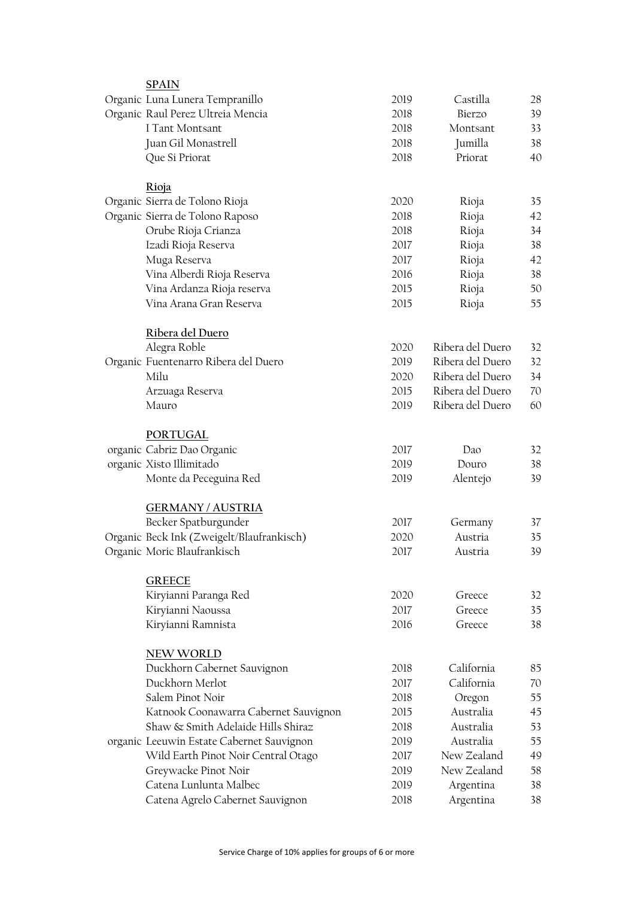## SPAIN

| | Wine | Vintage | Region | Price |
|---|---|---|---|---|
| Organic | Luna Lunera Tempranillo | 2019 | Castilla | 28 |
| Organic | Raul Perez Ultreia Mencia | 2018 | Bierzo | 39 |
| | I Tant Montsant | 2018 | Montsant | 33 |
| | Juan Gil Monastrell | 2018 | Jumilla | 38 |
| | Que Si Priorat | 2018 | Priorat | 40 |

### Rioja

| | Wine | Vintage | Region | Price |
|---|---|---|---|---|
| Organic | Sierra de Tolono Rioja | 2020 | Rioja | 35 |
| Organic | Sierra de Tolono Raposo | 2018 | Rioja | 42 |
| | Orube Rioja Crianza | 2018 | Rioja | 34 |
| | Izadi Rioja Reserva | 2017 | Rioja | 38 |
| | Muga Reserva | 2017 | Rioja | 42 |
| | Vina Alberdi Rioja Reserva | 2016 | Rioja | 38 |
| | Vina Ardanza Rioja reserva | 2015 | Rioja | 50 |
| | Vina Arana Gran Reserva | 2015 | Rioja | 55 |

### Ribera del Duero

| | Wine | Vintage | Region | Price |
|---|---|---|---|---|
| | Alegra Roble | 2020 | Ribera del Duero | 32 |
| Organic | Fuentenarro Ribera del Duero | 2019 | Ribera del Duero | 32 |
| | Milu | 2020 | Ribera del Duero | 34 |
| | Arzuaga Reserva | 2015 | Ribera del Duero | 70 |
| | Mauro | 2019 | Ribera del Duero | 60 |

## PORTUGAL

| | Wine | Vintage | Region | Price |
|---|---|---|---|---|
| organic | Cabriz Dao Organic | 2017 | Dao | 32 |
| organic | Xisto Illimitado | 2019 | Douro | 38 |
| | Monte da Peceguina Red | 2019 | Alentejo | 39 |

## GERMANY / AUSTRIA

| | Wine | Vintage | Region | Price |
|---|---|---|---|---|
| | Becker Spatburgunder | 2017 | Germany | 37 |
| Organic | Beck Ink (Zweigelt/Blaufrankisch) | 2020 | Austria | 35 |
| Organic | Moric Blaufrankisch | 2017 | Austria | 39 |

## GREECE

| | Wine | Vintage | Region | Price |
|---|---|---|---|---|
| | Kiryianni Paranga Red | 2020 | Greece | 32 |
| | Kiryianni Naoussa | 2017 | Greece | 35 |
| | Kiryianni Ramnista | 2016 | Greece | 38 |

## NEW WORLD

| | Wine | Vintage | Region | Price |
|---|---|---|---|---|
| | Duckhorn Cabernet Sauvignon | 2018 | California | 85 |
| | Duckhorn Merlot | 2017 | California | 70 |
| | Salem Pinot Noir | 2018 | Oregon | 55 |
| | Katnook Coonawarra Cabernet Sauvignon | 2015 | Australia | 45 |
| | Shaw & Smith Adelaide Hills Shiraz | 2018 | Australia | 53 |
| organic | Leeuwin Estate Cabernet Sauvignon | 2019 | Australia | 55 |
| | Wild Earth Pinot Noir Central Otago | 2017 | New Zealand | 49 |
| | Greywacke Pinot Noir | 2019 | New Zealand | 58 |
| | Catena Lunlunta Malbec | 2019 | Argentina | 38 |
| | Catena Agrelo Cabernet Sauvignon | 2018 | Argentina | 38 |

Service Charge of 10% applies for groups of 6 or more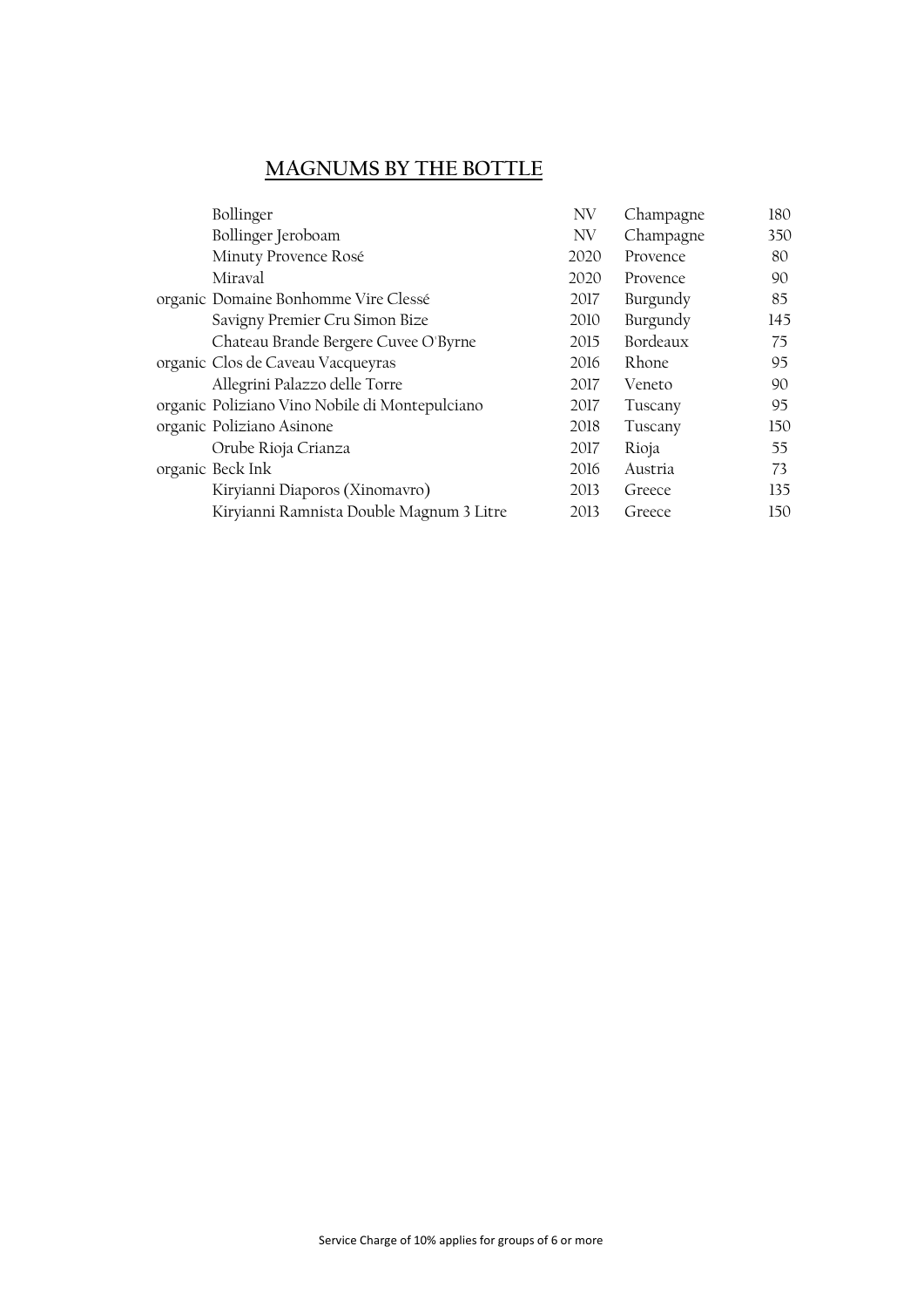## MAGNUMS BY THE BOTTLE

| | | | | |
|---|---|---|---|---|
| | Bollinger | NV | Champagne | 180 |
| | Bollinger Jeroboam | NV | Champagne | 350 |
| | Minuty Provence Rosé | 2020 | Provence | 80 |
| | Miraval | 2020 | Provence | 90 |
| organic | Domaine Bonhomme Vire Clessé | 2017 | Burgundy | 85 |
| | Savigny Premier Cru Simon Bize | 2010 | Burgundy | 145 |
| | Chateau Brande Bergere Cuvee O'Byrne | 2015 | Bordeaux | 75 |
| organic | Clos de Caveau Vacqueyras | 2016 | Rhone | 95 |
| | Allegrini Palazzo delle Torre | 2017 | Veneto | 90 |
| organic | Poliziano Vino Nobile di Montepulciano | 2017 | Tuscany | 95 |
| organic | Poliziano Asinone | 2018 | Tuscany | 150 |
| | Orube Rioja Crianza | 2017 | Rioja | 55 |
| organic | Beck Ink | 2016 | Austria | 73 |
| | Kiryianni Diaporos (Xinomavro) | 2013 | Greece | 135 |
| | Kiryianni Ramnista Double Magnum 3 Litre | 2013 | Greece | 150 |

Service Charge of 10% applies for groups of 6 or more